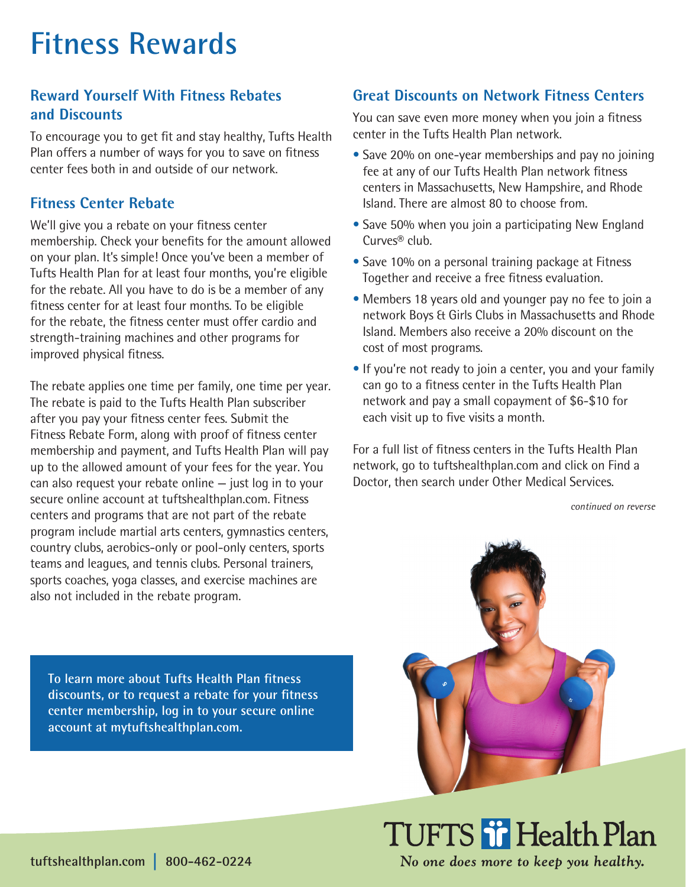# Fitness Rewards

## Reward Yourself With Fitness Rebates and Discounts

To encourage you to get fit and stay healthy, Tufts Health Plan offers a number of ways for you to save on fitness center fees both in and outside of our network.

## Fitness Center Rebate

We'll give you a rebate on your fitness center membership. Check your benefits for the amount allowed on your plan. It's simple! Once you've been a member of Tufts Health Plan for at least four months, you're eligible for the rebate. All you have to do is be a member of any fitness center for at least four months. To be eligible for the rebate, the fitness center must offer cardio and strength-training machines and other programs for improved physical fitness.

The rebate applies one time per family, one time per year. The rebate is paid to the Tufts Health Plan subscriber after you pay your fitness center fees. Submit the Fitness Rebate Form, along with proof of fitness center membership and payment, and Tufts Health Plan will pay up to the allowed amount of your fees for the year. You can also request your rebate online – just log in to your secure online account at tuftshealthplan.com. Fitness centers and programs that are not part of the rebate program include martial arts centers, gymnastics centers, country clubs, aerobics-only or pool-only centers, sports teams and leagues, and tennis clubs. Personal trainers, sports coaches, yoga classes, and exercise machines are also not included in the rebate program.

**To learn more about Tufts Health Plan fitness discounts, or to request a rebate for your fitness center membership, log in to your secure online account at mytuftshealthplan.com.**

## Great Discounts on Network Fitness Centers

You can save even more money when you join a fitness center in the Tufts Health Plan network.

- Save 20% on one-year memberships and pay no joining fee at any of our Tufts Health Plan network fitness centers in Massachusetts, New Hampshire, and Rhode Island. There are almost 80 to choose from.
- Save 50% when you join a participating New England Curves® club.
- Save 10% on a personal training package at Fitness Together and receive a free fitness evaluation.
- Members 18 years old and younger pay no fee to join a network Boys & Girls Clubs in Massachusetts and Rhode Island. Members also receive a 20% discount on the cost of most programs.
- If you're not ready to join a center, you and your family can go to a fitness center in the Tufts Health Plan network and pay a small copayment of \$6-\$10 for each visit up to five visits a month.

For a full list of fitness centers in the Tufts Health Plan network, go to tuftshealthplan.com and click on Find a Doctor, then search under Other Medical Services.

*continued on reverse*

TUFTS Health Plan

*No one does more to keep you healthy.*

tuftshealthplan.com | 800-462-0224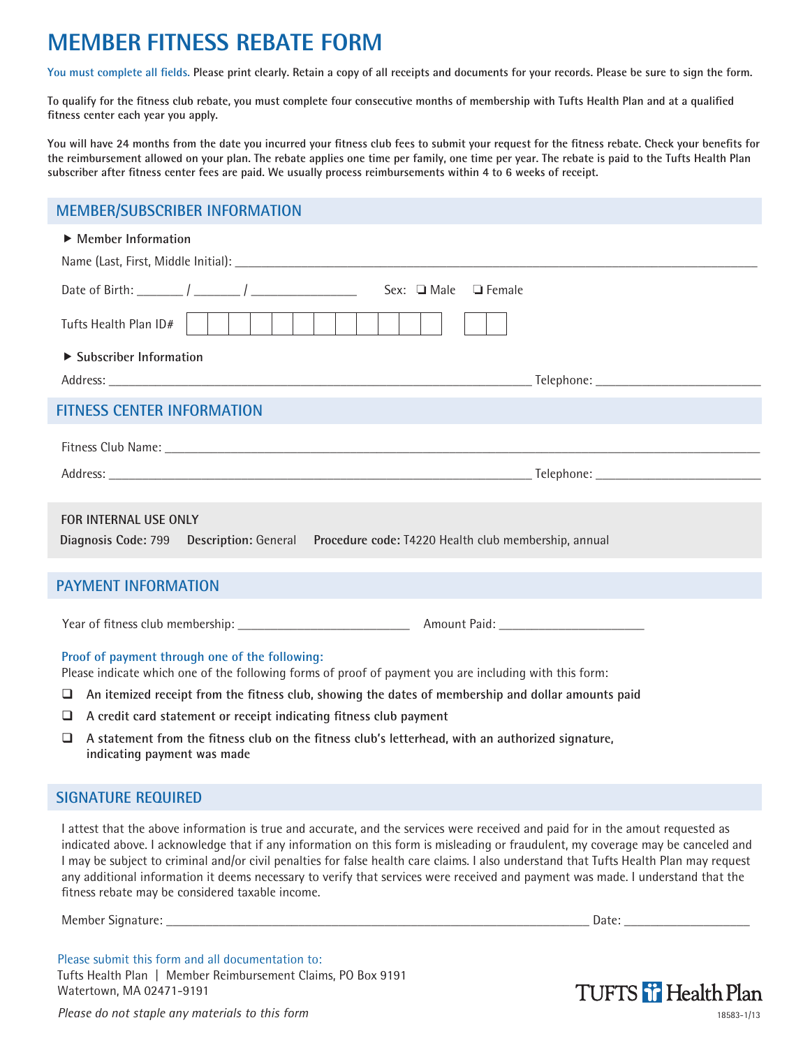# MEMBER FITNESS REBATE FORM

You must complete all fields. **Please print clearly. Retain a copy of all receipts and documents for your records. Please be sure to sign the form.**

**To qualify for the fitness club rebate, you must complete four consecutive months of membership with Tufts Health Plan and at a qualified fitness center each year you apply.**

**You will have 24 months from the date you incurred your fitness club fees to submit your request for the fitness rebate. Check your benefits for the reimbursement allowed on your plan. The rebate applies one time per family, one time per year. The rebate is paid to the Tufts Health Plan subscriber after fitness center fees are paid. We usually process reimbursements within 4 to 6 weeks of receipt.**

## MEMBER/SUBSCRIBER INFORMATION

▶ Member Information

Name (Last, First, Middle Initial): ______________________________________________

Date of Birth: _______ / _______ / ________________ Sex: ❑ Male ❑ Female

Tufts Health Plan ID# | | | | | | | | | | | | | | | |

▶ Subscriber Information

Address: ______________________________________________ Telephone: ______________________

## FITNESS CENTER INFORMATION

Fitness Club Name: ______________________________________________

Address: ______________________________________________ Telephone: ______________________

FOR INTERNAL USE ONLY

**Diagnosis Code:** 799 **Description:** General **Procedure code:** T4220 Health club membership, annual

## PAYMENT INFORMATION

Year of fitness club membership: ______________________ Amount Paid: ______________________

Proof of payment through one of the following:

Please indicate which one of the following forms of proof of payment you are including with this form:

- ❑ **An itemized receipt from the fitness club, showing the dates of membership and dollar amounts paid**
- ❑ **A credit card statement or receipt indicating fitness club payment**
- ❑ **A statement from the fitness club on the fitness club's letterhead, with an authorized signature, indicating payment was made**

## SIGNATURE REQUIRED

I attest that the above information is true and accurate, and the services were received and paid for in the amount requested as indicated above. I acknowledge that if any information on this form is misleading or fraudulent, my coverage may be canceled and I may be subject to criminal and/or civil penalties for false health care claims. I also understand that Tufts Health Plan may request any additional information it deems necessary to verify that services were received and payment was made. I understand that the fitness rebate may be considered taxable income.

Member Signature: ______________________________________________ Date: ______________________

Please submit this form and all documentation to:

Tufts Health Plan | Member Reimbursement Claims, PO Box 9191
Watertown, MA 02471-9191

*Please do not staple any materials to this form*

TUFTS Health Plan

18583-1/13